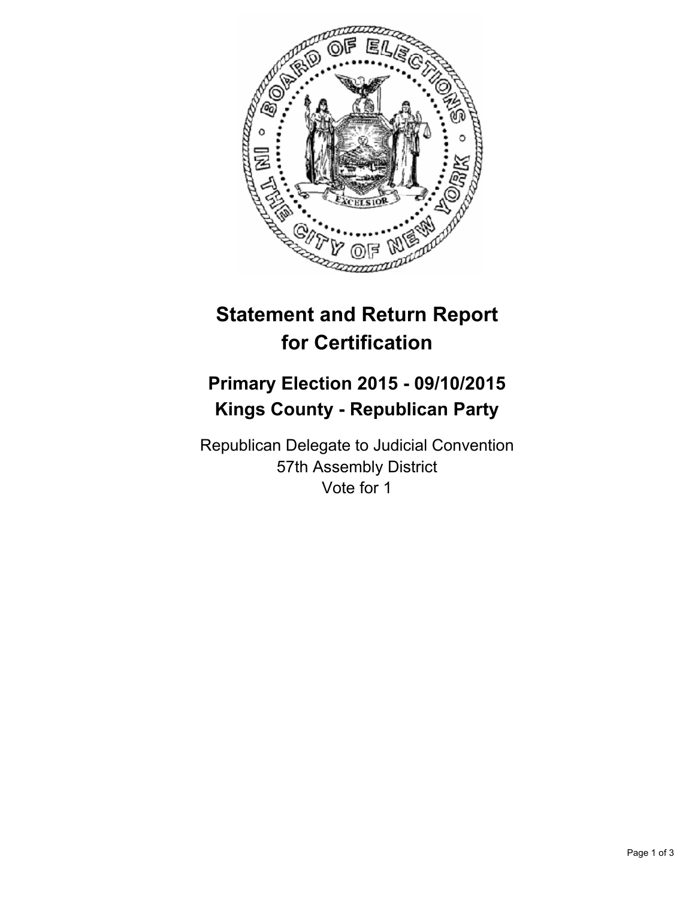# Statement and Return Report for Certification

## Primary Election 2015 - 09/10/2015
## Kings County - Republican Party

Republican Delegate to Judicial Convention
57th Assembly District
Vote for 1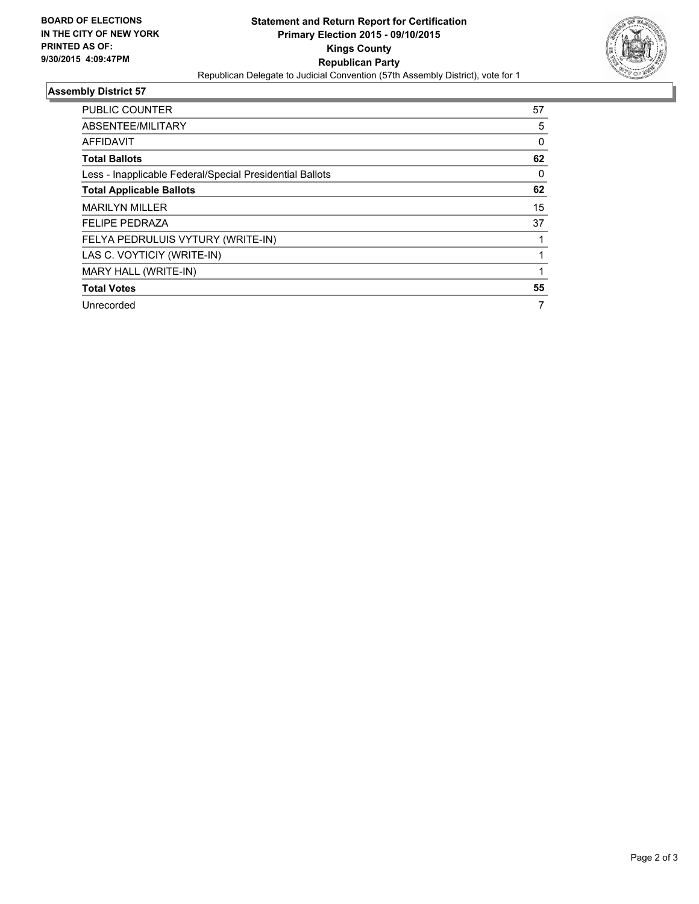**BOARD OF ELECTIONS IN THE CITY OF NEW YORK PRINTED AS OF: 9/30/2015 4:09:47PM**

# Statement and Return Report for Certification
## Primary Election 2015 - 09/10/2015
## Kings County
## Republican Party

Republican Delegate to Judicial Convention (57th Assembly District), vote for 1

### Assembly District 57

| | |
|---|---|
| PUBLIC COUNTER | 57 |
| ABSENTEE/MILITARY | 5 |
| AFFIDAVIT | 0 |
| **Total Ballots** | **62** |
| Less - Inapplicable Federal/Special Presidential Ballots | 0 |
| **Total Applicable Ballots** | **62** |
| MARILYN MILLER | 15 |
| FELIPE PEDRAZA | 37 |
| FELYA PEDRULUIS VYTURY (WRITE-IN) | 1 |
| LAS C. VOYTICIY (WRITE-IN) | 1 |
| MARY HALL (WRITE-IN) | 1 |
| **Total Votes** | **55** |
| Unrecorded | 7 |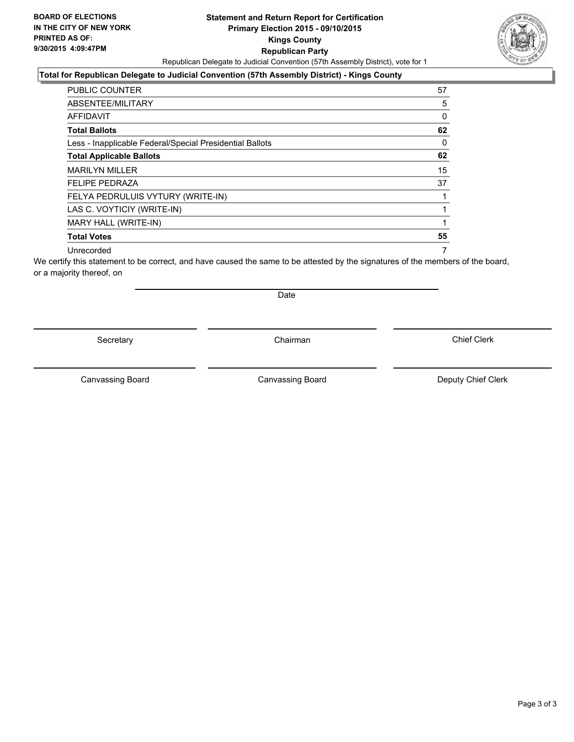**BOARD OF ELECTIONS IN THE CITY OF NEW YORK PRINTED AS OF: 9/30/2015 4:09:47PM**

**Statement and Return Report for Certification Primary Election 2015 - 09/10/2015 Kings County Republican Party**

Republican Delegate to Judicial Convention (57th Assembly District), vote for 1

**Total for Republican Delegate to Judicial Convention (57th Assembly District) - Kings County**

| | |
|---|---|
| PUBLIC COUNTER | 57 |
| ABSENTEE/MILITARY | 5 |
| AFFIDAVIT | 0 |
| **Total Ballots** | **62** |
| Less - Inapplicable Federal/Special Presidential Ballots | 0 |
| **Total Applicable Ballots** | **62** |
| MARILYN MILLER | 15 |
| FELIPE PEDRAZA | 37 |
| FELYA PEDRULUIS VYTURY (WRITE-IN) | 1 |
| LAS C. VOYTICIY (WRITE-IN) | 1 |
| MARY HALL (WRITE-IN) | 1 |
| **Total Votes** | **55** |
| Unrecorded | 7 |

We certify this statement to be correct, and have caused the same to be attested by the signatures of the members of the board, or a majority thereof, on

Date

Secretary

Chairman

Chief Clerk

Canvassing Board

Canvassing Board

Deputy Chief Clerk